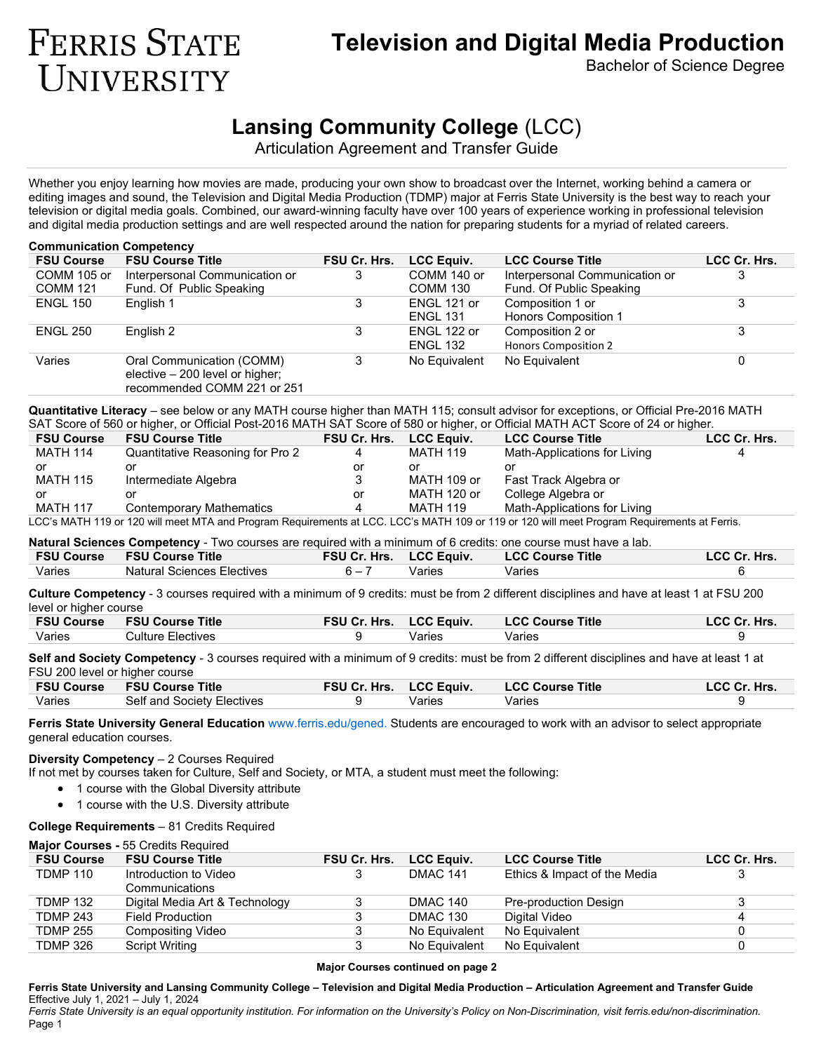# Ferris State University

## Television and Digital Media Production

Bachelor of Science Degree

## Lansing Community College (LCC)

Articulation Agreement and Transfer Guide

Whether you enjoy learning how movies are made, producing your own show to broadcast over the Internet, working behind a camera or editing images and sound, the Television and Digital Media Production (TDMP) major at Ferris State University is the best way to reach your television or digital media goals. Combined, our award-winning faculty have over 100 years of experience working in professional television and digital media production settings and are well respected around the nation for preparing students for a myriad of related careers.

**Communication Competency**

| FSU Course | FSU Course Title | FSU Cr. Hrs. | LCC Equiv. | LCC Course Title | LCC Cr. Hrs. |
|---|---|---|---|---|---|
| COMM 105 or COMM 121 | Interpersonal Communication or Fund. Of Public Speaking | 3 | COMM 140 or COMM 130 | Interpersonal Communication or Fund. Of Public Speaking | 3 |
| ENGL 150 | English 1 | 3 | ENGL 121 or ENGL 131 | Composition 1 or Honors Composition 1 | 3 |
| ENGL 250 | English 2 | 3 | ENGL 122 or ENGL 132 | Composition 2 or Honors Composition 2 | 3 |
| Varies | Oral Communication (COMM) elective – 200 level or higher; recommended COMM 221 or 251 | 3 | No Equivalent | No Equivalent | 0 |

**Quantitative Literacy** – see below or any MATH course higher than MATH 115; consult advisor for exceptions, or Official Pre-2016 MATH SAT Score of 560 or higher, or Official Post-2016 MATH SAT Score of 580 or higher, or Official MATH ACT Score of 24 or higher.

| FSU Course | FSU Course Title | FSU Cr. Hrs. | LCC Equiv. | LCC Course Title | LCC Cr. Hrs. |
|---|---|---|---|---|---|
| MATH 114 | Quantitative Reasoning for Pro 2 | 4 | MATH 119 | Math-Applications for Living | 4 |
| or | or | or | or | or | |
| MATH 115 | Intermediate Algebra | 3 | MATH 109 or | Fast Track Algebra or | |
| or | or | or | MATH 120 or | College Algebra or | |
| MATH 117 | Contemporary Mathematics | 4 | MATH 119 | Math-Applications for Living | |

LCC's MATH 119 or 120 will meet MTA and Program Requirements at LCC. LCC's MATH 109 or 119 or 120 will meet Program Requirements at Ferris.

**Natural Sciences Competency** - Two courses are required with a minimum of 6 credits: one course must have a lab.

| FSU Course | FSU Course Title | FSU Cr. Hrs. | LCC Equiv. | LCC Course Title | LCC Cr. Hrs. |
|---|---|---|---|---|---|
| Varies | Natural Sciences Electives | 6 – 7 | Varies | Varies | 6 |

**Culture Competency** - 3 courses required with a minimum of 9 credits: must be from 2 different disciplines and have at least 1 at FSU 200 level or higher course

| FSU Course | FSU Course Title | FSU Cr. Hrs. | LCC Equiv. | LCC Course Title | LCC Cr. Hrs. |
|---|---|---|---|---|---|
| Varies | Culture Electives | 9 | Varies | Varies | 9 |

**Self and Society Competency** - 3 courses required with a minimum of 9 credits: must be from 2 different disciplines and have at least 1 at FSU 200 level or higher course

| FSU Course | FSU Course Title | FSU Cr. Hrs. | LCC Equiv. | LCC Course Title | LCC Cr. Hrs. |
|---|---|---|---|---|---|
| Varies | Self and Society Electives | 9 | Varies | Varies | 9 |

**Ferris State University General Education** www.ferris.edu/gened. Students are encouraged to work with an advisor to select appropriate general education courses.

**Diversity Competency** – 2 Courses Required

If not met by courses taken for Culture, Self and Society, or MTA, a student must meet the following:

- 1 course with the Global Diversity attribute
- 1 course with the U.S. Diversity attribute

**College Requirements** – 81 Credits Required

**Major Courses -** 55 Credits Required

| FSU Course | FSU Course Title | FSU Cr. Hrs. | LCC Equiv. | LCC Course Title | LCC Cr. Hrs. |
|---|---|---|---|---|---|
| TDMP 110 | Introduction to Video Communications | 3 | DMAC 141 | Ethics & Impact of the Media | 3 |
| TDMP 132 | Digital Media Art & Technology | 3 | DMAC 140 | Pre-production Design | 3 |
| TDMP 243 | Field Production | 3 | DMAC 130 | Digital Video | 4 |
| TDMP 255 | Compositing Video | 3 | No Equivalent | No Equivalent | 0 |
| TDMP 326 | Script Writing | 3 | No Equivalent | No Equivalent | 0 |

**Major Courses continued on page 2**

**Ferris State University and Lansing Community College – Television and Digital Media Production – Articulation Agreement and Transfer Guide**
Effective July 1, 2021 – July 1, 2024
*Ferris State University is an equal opportunity institution. For information on the University's Policy on Non-Discrimination, visit ferris.edu/non-discrimination.*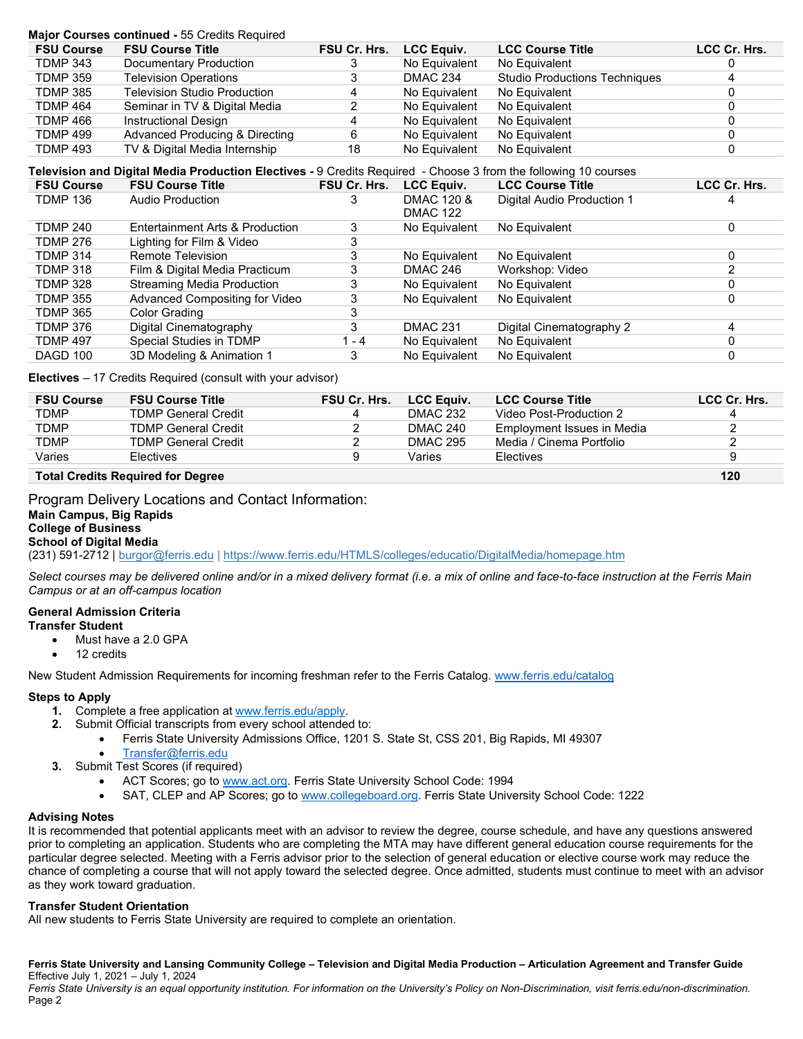**Major Courses continued -** 55 Credits Required

| FSU Course | FSU Course Title | FSU Cr. Hrs. | LCC Equiv. | LCC Course Title | LCC Cr. Hrs. |
|---|---|---|---|---|---|
| TDMP 343 | Documentary Production | 3 | No Equivalent | No Equivalent | 0 |
| TDMP 359 | Television Operations | 3 | DMAC 234 | Studio Productions Techniques | 4 |
| TDMP 385 | Television Studio Production | 4 | No Equivalent | No Equivalent | 0 |
| TDMP 464 | Seminar in TV & Digital Media | 2 | No Equivalent | No Equivalent | 0 |
| TDMP 466 | Instructional Design | 4 | No Equivalent | No Equivalent | 0 |
| TDMP 499 | Advanced Producing & Directing | 6 | No Equivalent | No Equivalent | 0 |
| TDMP 493 | TV & Digital Media Internship | 18 | No Equivalent | No Equivalent | 0 |

**Television and Digital Media Production Electives -** 9 Credits Required - Choose 3 from the following 10 courses

| FSU Course | FSU Course Title | FSU Cr. Hrs. | LCC Equiv. | LCC Course Title | LCC Cr. Hrs. |
|---|---|---|---|---|---|
| TDMP 136 | Audio Production | 3 | DMAC 120 & DMAC 122 | Digital Audio Production 1 | 4 |
| TDMP 240 | Entertainment Arts & Production | 3 | No Equivalent | No Equivalent | 0 |
| TDMP 276 | Lighting for Film & Video | 3 | | | |
| TDMP 314 | Remote Television | 3 | No Equivalent | No Equivalent | 0 |
| TDMP 318 | Film & Digital Media Practicum | 3 | DMAC 246 | Workshop: Video | 2 |
| TDMP 328 | Streaming Media Production | 3 | No Equivalent | No Equivalent | 0 |
| TDMP 355 | Advanced Compositing for Video | 3 | No Equivalent | No Equivalent | 0 |
| TDMP 365 | Color Grading | 3 | | | |
| TDMP 376 | Digital Cinematography | 3 | DMAC 231 | Digital Cinematography 2 | 4 |
| TDMP 497 | Special Studies in TDMP | 1 - 4 | No Equivalent | No Equivalent | 0 |
| DAGD 100 | 3D Modeling & Animation 1 | 3 | No Equivalent | No Equivalent | 0 |

**Electives** – 17 Credits Required (consult with your advisor)

| FSU Course | FSU Course Title | FSU Cr. Hrs. | LCC Equiv. | LCC Course Title | LCC Cr. Hrs. |
|---|---|---|---|---|---|
| TDMP | TDMP General Credit | 4 | DMAC 232 | Video Post-Production 2 | 4 |
| TDMP | TDMP General Credit | 2 | DMAC 240 | Employment Issues in Media | 2 |
| TDMP | TDMP General Credit | 2 | DMAC 295 | Media / Cinema Portfolio | 2 |
| Varies | Electives | 9 | Varies | Electives | 9 |
| **Total Credits Required for Degree** | | | | | **120** |

## Program Delivery Locations and Contact Information:

**Main Campus, Big Rapids**
**College of Business**
**School of Digital Media**
(231) 591-2712 | burgor@ferris.edu | https://www.ferris.edu/HTMLS/colleges/educatio/DigitalMedia/homepage.htm

*Select courses may be delivered online and/or in a mixed delivery format (i.e. a mix of online and face-to-face instruction at the Ferris Main Campus or at an off-campus location*

**General Admission Criteria**
**Transfer Student**

- Must have a 2.0 GPA
- 12 credits

New Student Admission Requirements for incoming freshman refer to the Ferris Catalog. www.ferris.edu/catalog

**Steps to Apply**

1. Complete a free application at www.ferris.edu/apply.
2. Submit Official transcripts from every school attended to:
   - Ferris State University Admissions Office, 1201 S. State St, CSS 201, Big Rapids, MI 49307
   - Transfer@ferris.edu
3. Submit Test Scores (if required)
   - ACT Scores; go to www.act.org. Ferris State University School Code: 1994
   - SAT, CLEP and AP Scores; go to www.collegeboard.org. Ferris State University School Code: 1222

**Advising Notes**
It is recommended that potential applicants meet with an advisor to review the degree, course schedule, and have any questions answered prior to completing an application. Students who are completing the MTA may have different general education course requirements for the particular degree selected. Meeting with a Ferris advisor prior to the selection of general education or elective course work may reduce the chance of completing a course that will not apply toward the selected degree. Once admitted, students must continue to meet with an advisor as they work toward graduation.

**Transfer Student Orientation**
All new students to Ferris State University are required to complete an orientation.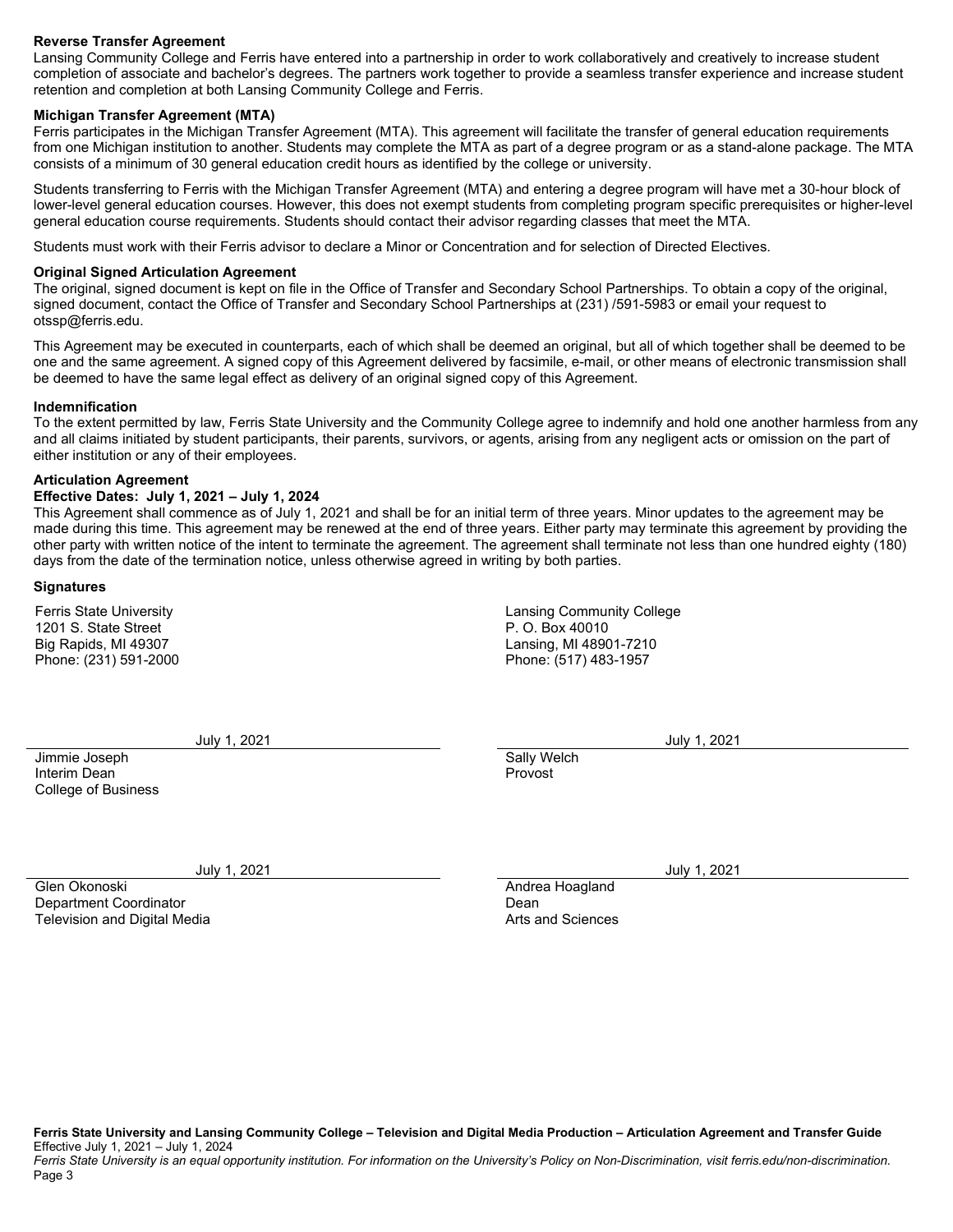**Reverse Transfer Agreement**
Lansing Community College and Ferris have entered into a partnership in order to work collaboratively and creatively to increase student completion of associate and bachelor's degrees. The partners work together to provide a seamless transfer experience and increase student retention and completion at both Lansing Community College and Ferris.

**Michigan Transfer Agreement (MTA)**
Ferris participates in the Michigan Transfer Agreement (MTA). This agreement will facilitate the transfer of general education requirements from one Michigan institution to another. Students may complete the MTA as part of a degree program or as a stand-alone package. The MTA consists of a minimum of 30 general education credit hours as identified by the college or university.

Students transferring to Ferris with the Michigan Transfer Agreement (MTA) and entering a degree program will have met a 30-hour block of lower-level general education courses. However, this does not exempt students from completing program specific prerequisites or higher-level general education course requirements. Students should contact their advisor regarding classes that meet the MTA.

Students must work with their Ferris advisor to declare a Minor or Concentration and for selection of Directed Electives.

**Original Signed Articulation Agreement**
The original, signed document is kept on file in the Office of Transfer and Secondary School Partnerships. To obtain a copy of the original, signed document, contact the Office of Transfer and Secondary School Partnerships at (231) /591-5983 or email your request to otssp@ferris.edu.

This Agreement may be executed in counterparts, each of which shall be deemed an original, but all of which together shall be deemed to be one and the same agreement. A signed copy of this Agreement delivered by facsimile, e-mail, or other means of electronic transmission shall be deemed to have the same legal effect as delivery of an original signed copy of this Agreement.

**Indemnification**
To the extent permitted by law, Ferris State University and the Community College agree to indemnify and hold one another harmless from any and all claims initiated by student participants, their parents, survivors, or agents, arising from any negligent acts or omission on the part of either institution or any of their employees.

**Articulation Agreement**
**Effective Dates: July 1, 2021 – July 1, 2024**
This Agreement shall commence as of July 1, 2021 and shall be for an initial term of three years. Minor updates to the agreement may be made during this time. This agreement may be renewed at the end of three years. Either party may terminate this agreement by providing the other party with written notice of the intent to terminate the agreement. The agreement shall terminate not less than one hundred eighty (180) days from the date of the termination notice, unless otherwise agreed in writing by both parties.

**Signatures**

Ferris State University
1201 S. State Street
Big Rapids, MI 49307
Phone: (231) 591-2000

July 1, 2021
Jimmie Joseph
Interim Dean
College of Business

July 1, 2021
Glen Okonoski
Department Coordinator
Television and Digital Media

Lansing Community College
P. O. Box 40010
Lansing, MI 48901-7210
Phone: (517) 483-1957

July 1, 2021
Sally Welch
Provost

July 1, 2021
Andrea Hoagland
Dean
Arts and Sciences